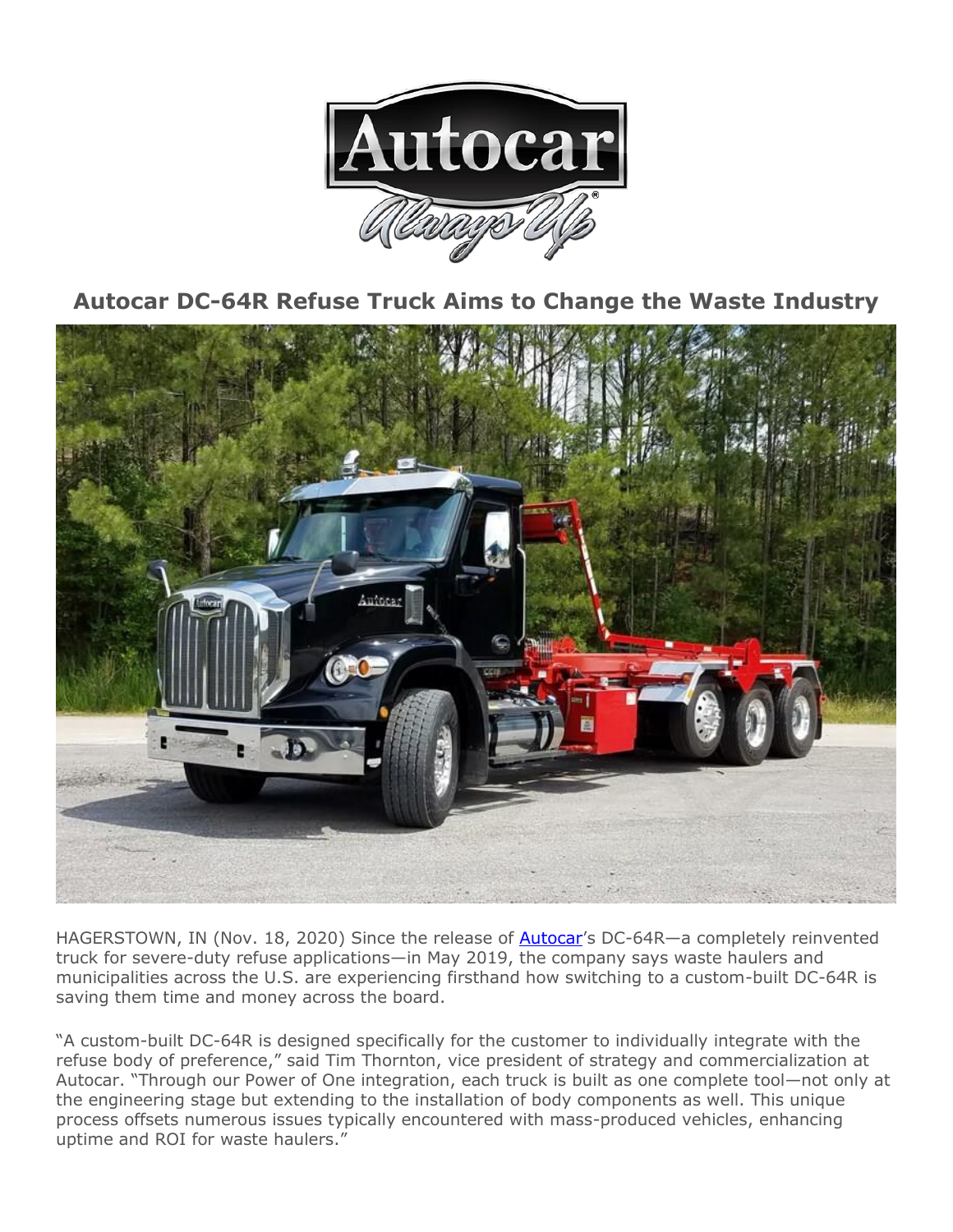# Autocar DC-64R Refuse Truck Aims to Change the Waste Industry

HAGERSTOWN, IN (Nov. 18, 2020) Since the release of Autocar's DC-64R—a completely reinvented truck for severe-duty refuse applications—in May 2019, the company says waste haulers and municipalities across the U.S. are experiencing firsthand how switching to a custom-built DC-64R is saving them time and money across the board.

"A custom-built DC-64R is designed specifically for the customer to individually integrate with the refuse body of preference," said Tim Thornton, vice president of strategy and commercialization at Autocar. "Through our Power of One integration, each truck is built as one complete tool—not only at the engineering stage but extending to the installation of body components as well. This unique process offsets numerous issues typically encountered with mass-produced vehicles, enhancing uptime and ROI for waste haulers."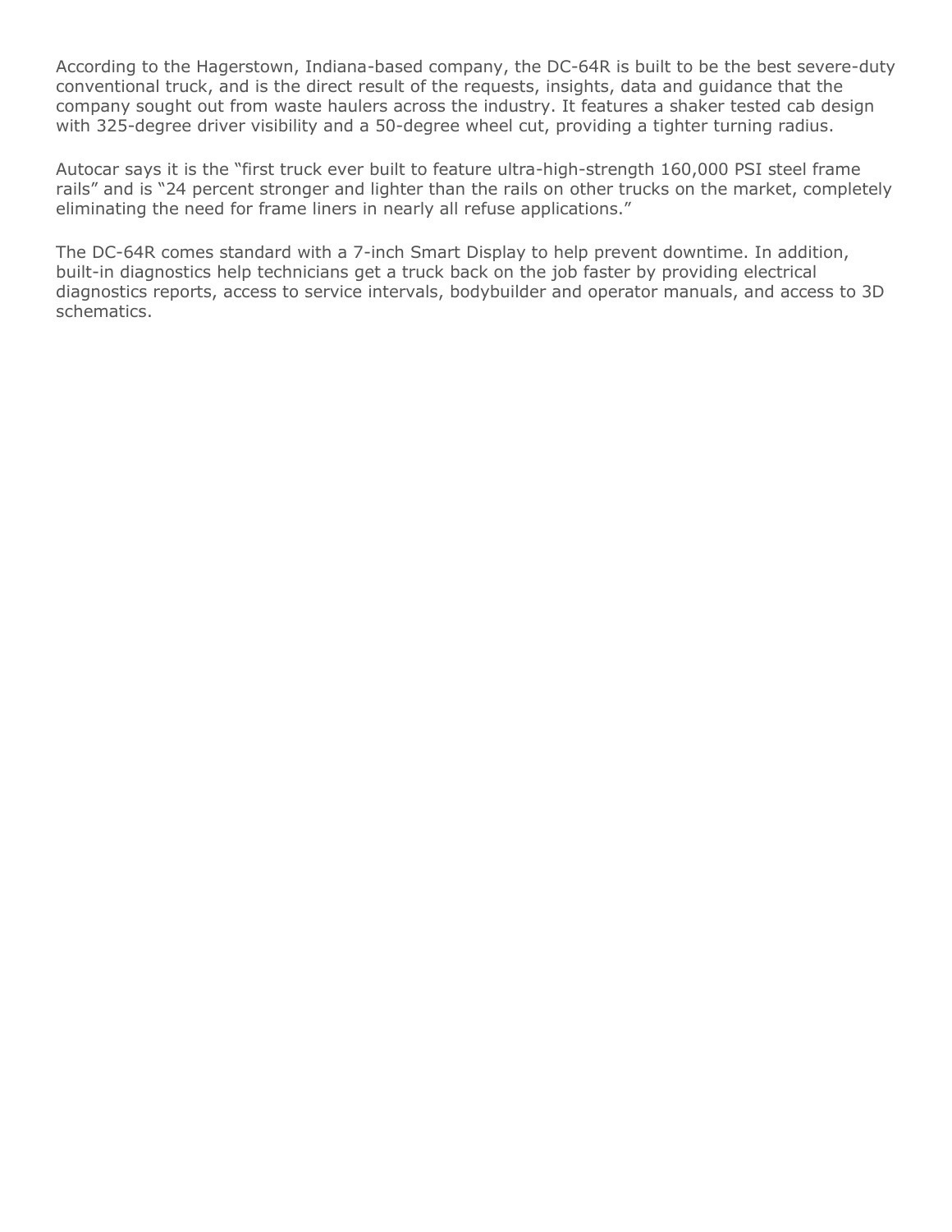According to the Hagerstown, Indiana-based company, the DC-64R is built to be the best severe-duty conventional truck, and is the direct result of the requests, insights, data and guidance that the company sought out from waste haulers across the industry. It features a shaker tested cab design with 325-degree driver visibility and a 50-degree wheel cut, providing a tighter turning radius.

Autocar says it is the "first truck ever built to feature ultra-high-strength 160,000 PSI steel frame rails" and is "24 percent stronger and lighter than the rails on other trucks on the market, completely eliminating the need for frame liners in nearly all refuse applications."

The DC-64R comes standard with a 7-inch Smart Display to help prevent downtime. In addition, built-in diagnostics help technicians get a truck back on the job faster by providing electrical diagnostics reports, access to service intervals, bodybuilder and operator manuals, and access to 3D schematics.